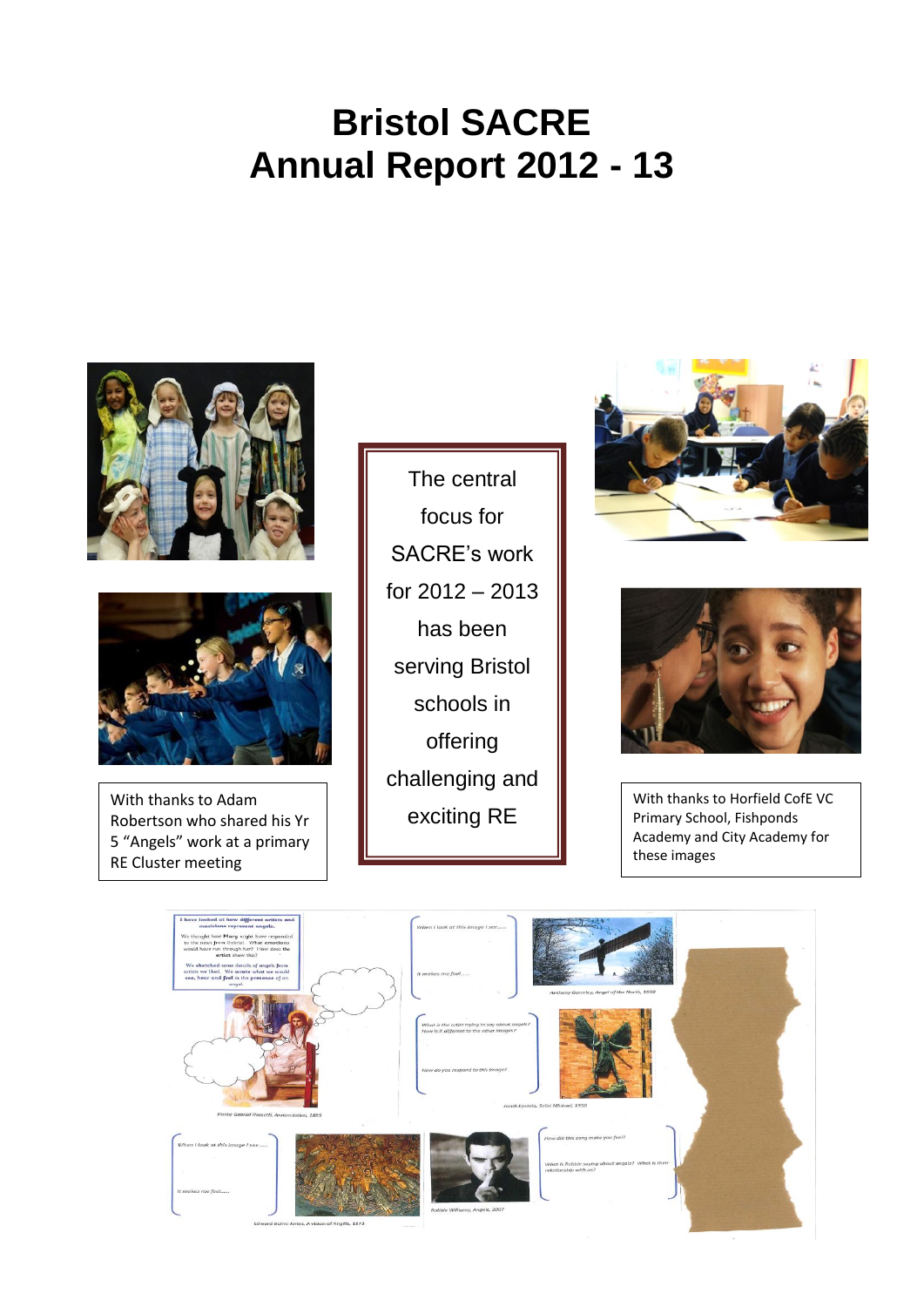# Bristol SACRE
# Annual Report 2012 - 13

The central focus for SACRE's work for 2012 – 2013 has been serving Bristol schools in offering challenging and exciting RE

With thanks to Adam Robertson who shared his Yr 5 "Angels" work at a primary RE Cluster meeting

With thanks to Horfield CofE VC Primary School, Fishponds Academy and City Academy for these images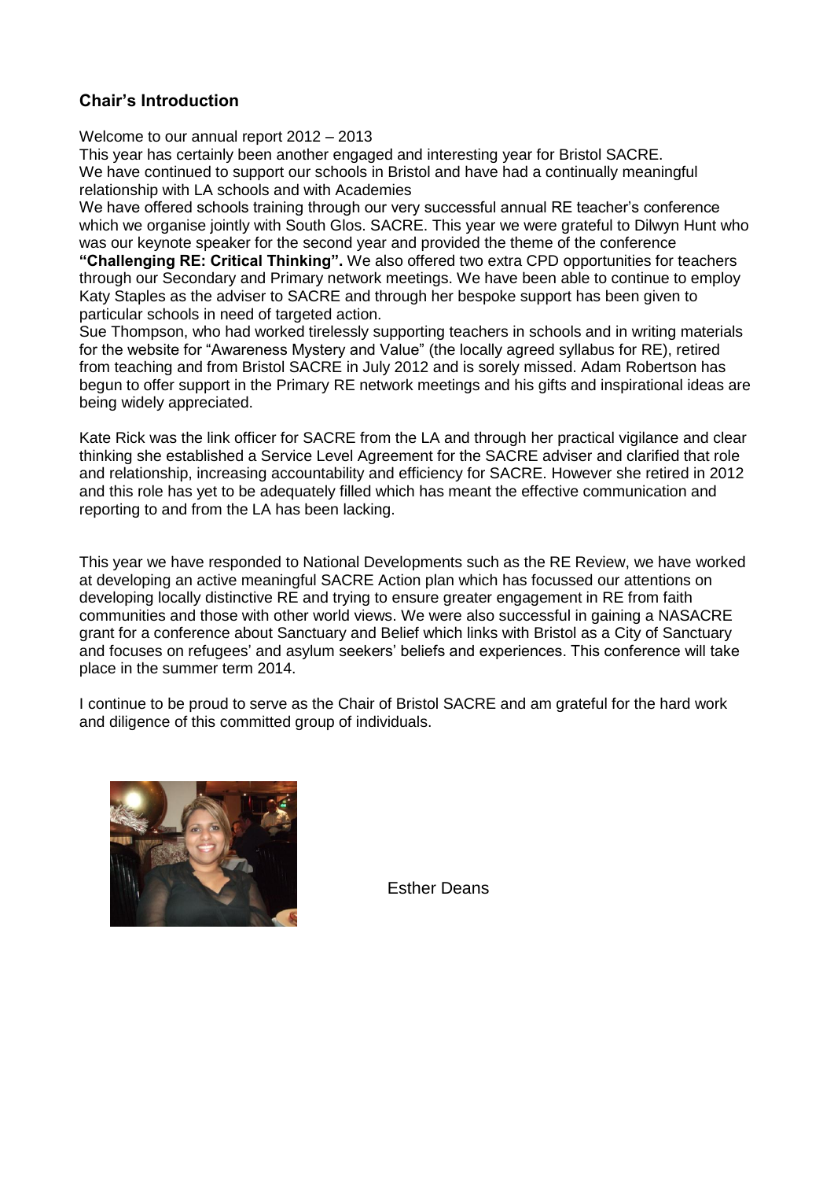### Chair's Introduction

Welcome to our annual report 2012 – 2013

This year has certainly been another engaged and interesting year for Bristol SACRE.

We have continued to support our schools in Bristol and have had a continually meaningful relationship with LA schools and with Academies

We have offered schools training through our very successful annual RE teacher's conference which we organise jointly with South Glos. SACRE. This year we were grateful to Dilwyn Hunt who was our keynote speaker for the second year and provided the theme of the conference **"Challenging RE: Critical Thinking".** We also offered two extra CPD opportunities for teachers through our Secondary and Primary network meetings. We have been able to continue to employ Katy Staples as the adviser to SACRE and through her bespoke support has been given to particular schools in need of targeted action.

Sue Thompson, who had worked tirelessly supporting teachers in schools and in writing materials for the website for "Awareness Mystery and Value" (the locally agreed syllabus for RE), retired from teaching and from Bristol SACRE in July 2012 and is sorely missed. Adam Robertson has begun to offer support in the Primary RE network meetings and his gifts and inspirational ideas are being widely appreciated.

Kate Rick was the link officer for SACRE from the LA and through her practical vigilance and clear thinking she established a Service Level Agreement for the SACRE adviser and clarified that role and relationship, increasing accountability and efficiency for SACRE. However she retired in 2012 and this role has yet to be adequately filled which has meant the effective communication and reporting to and from the LA has been lacking.

This year we have responded to National Developments such as the RE Review, we have worked at developing an active meaningful SACRE Action plan which has focussed our attentions on developing locally distinctive RE and trying to ensure greater engagement in RE from faith communities and those with other world views. We were also successful in gaining a NASACRE grant for a conference about Sanctuary and Belief which links with Bristol as a City of Sanctuary and focuses on refugees' and asylum seekers' beliefs and experiences. This conference will take place in the summer term 2014.

I continue to be proud to serve as the Chair of Bristol SACRE and am grateful for the hard work and diligence of this committed group of individuals.

Esther Deans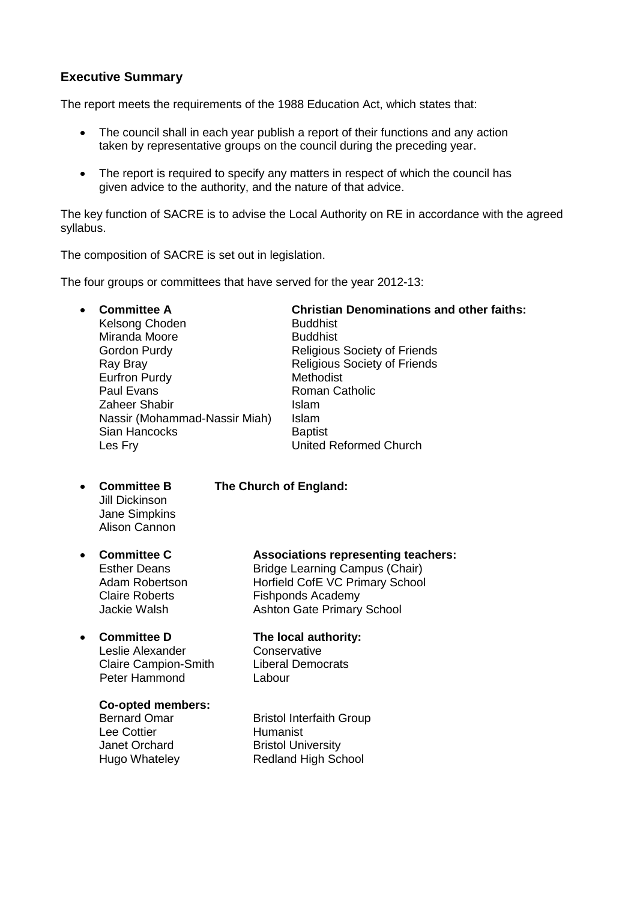## Executive Summary

The report meets the requirements of the 1988 Education Act, which states that:

- The council shall in each year publish a report of their functions and any action taken by representative groups on the council during the preceding year.
- The report is required to specify any matters in respect of which the council has given advice to the authority, and the nature of that advice.

The key function of SACRE is to advise the Local Authority on RE in accordance with the agreed syllabus.

The composition of SACRE is set out in legislation.

The four groups or committees that have served for the year 2012-13:

- **Committee A** — **Christian Denominations and other faiths:**

| | |
|---|---|
| Kelsong Choden | Buddhist |
| Miranda Moore | Buddhist |
| Gordon Purdy | Religious Society of Friends |
| Ray Bray | Religious Society of Friends |
| Eurfron Purdy | Methodist |
| Paul Evans | Roman Catholic |
| Zaheer Shabir | Islam |
| Nassir (Mohammad-Nassir Miah) | Islam |
| Sian Hancocks | Baptist |
| Les Fry | United Reformed Church |

- **Committee B** — **The Church of England:**
  Jill Dickinson
  Jane Simpkins
  Alison Cannon

- **Committee C** — **Associations representing teachers:**

| | |
|---|---|
| Esther Deans | Bridge Learning Campus (Chair) |
| Adam Robertson | Horfield CofE VC Primary School |
| Claire Roberts | Fishponds Academy |
| Jackie Walsh | Ashton Gate Primary School |

- **Committee D** — **The local authority:**

| | |
|---|---|
| Leslie Alexander | Conservative |
| Claire Campion-Smith | Liberal Democrats |
| Peter Hammond | Labour |

**Co-opted members:**

| | |
|---|---|
| Bernard Omar | Bristol Interfaith Group |
| Lee Cottier | Humanist |
| Janet Orchard | Bristol University |
| Hugo Whateley | Redland High School |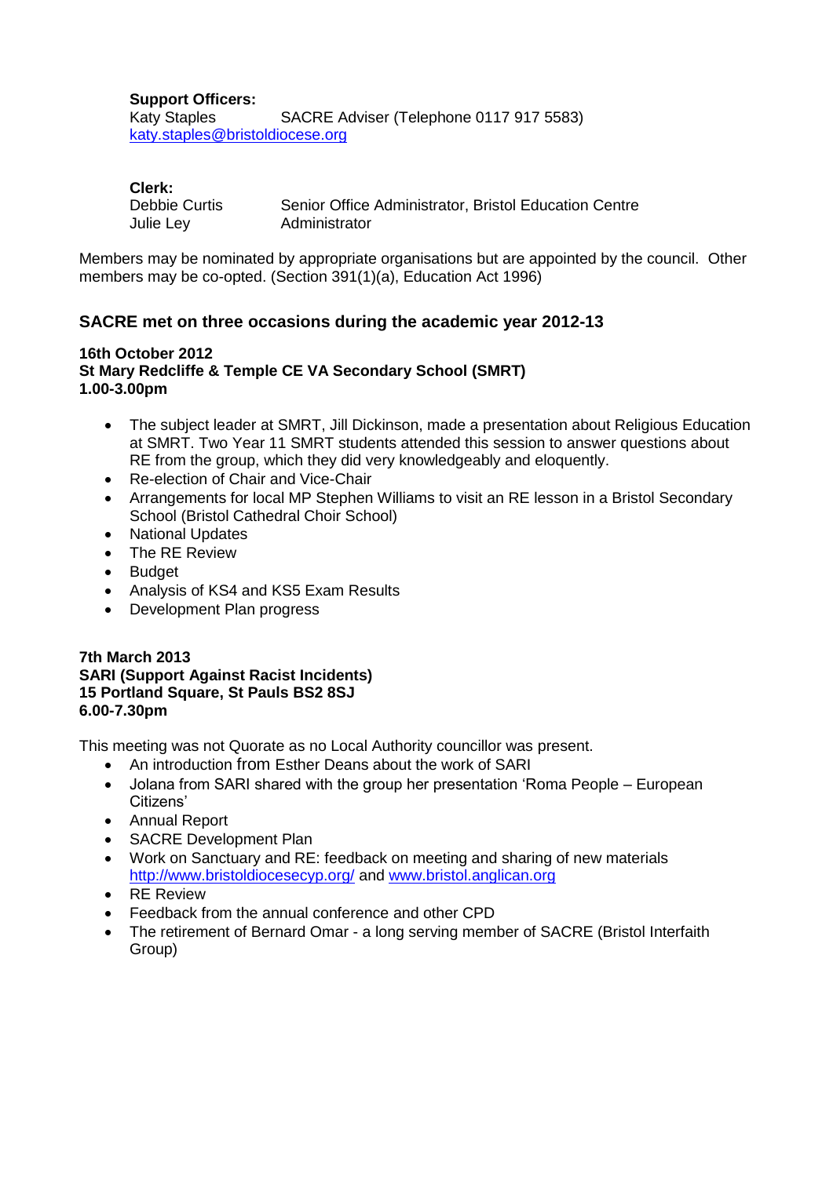**Support Officers:**

Katy Staples SACRE Adviser (Telephone 0117 917 5583)
katy.staples@bristoldiocese.org

**Clerk:**

Debbie Curtis Senior Office Administrator, Bristol Education Centre
Julie Ley Administrator

Members may be nominated by appropriate organisations but are appointed by the council. Other members may be co-opted. (Section 391(1)(a), Education Act 1996)

## SACRE met on three occasions during the academic year 2012-13

**16th October 2012**
**St Mary Redcliffe & Temple CE VA Secondary School (SMRT)**
**1.00-3.00pm**

- The subject leader at SMRT, Jill Dickinson, made a presentation about Religious Education at SMRT. Two Year 11 SMRT students attended this session to answer questions about RE from the group, which they did very knowledgeably and eloquently.
- Re-election of Chair and Vice-Chair
- Arrangements for local MP Stephen Williams to visit an RE lesson in a Bristol Secondary School (Bristol Cathedral Choir School)
- National Updates
- The RE Review
- Budget
- Analysis of KS4 and KS5 Exam Results
- Development Plan progress

**7th March 2013**
**SARI (Support Against Racist Incidents)**
**15 Portland Square, St Pauls BS2 8SJ**
**6.00-7.30pm**

This meeting was not Quorate as no Local Authority councillor was present.

- An introduction from Esther Deans about the work of SARI
- Jolana from SARI shared with the group her presentation 'Roma People – European Citizens'
- Annual Report
- SACRE Development Plan
- Work on Sanctuary and RE: feedback on meeting and sharing of new materials http://www.bristoldiocesecyp.org/ and www.bristol.anglican.org
- RE Review
- Feedback from the annual conference and other CPD
- The retirement of Bernard Omar - a long serving member of SACRE (Bristol Interfaith Group)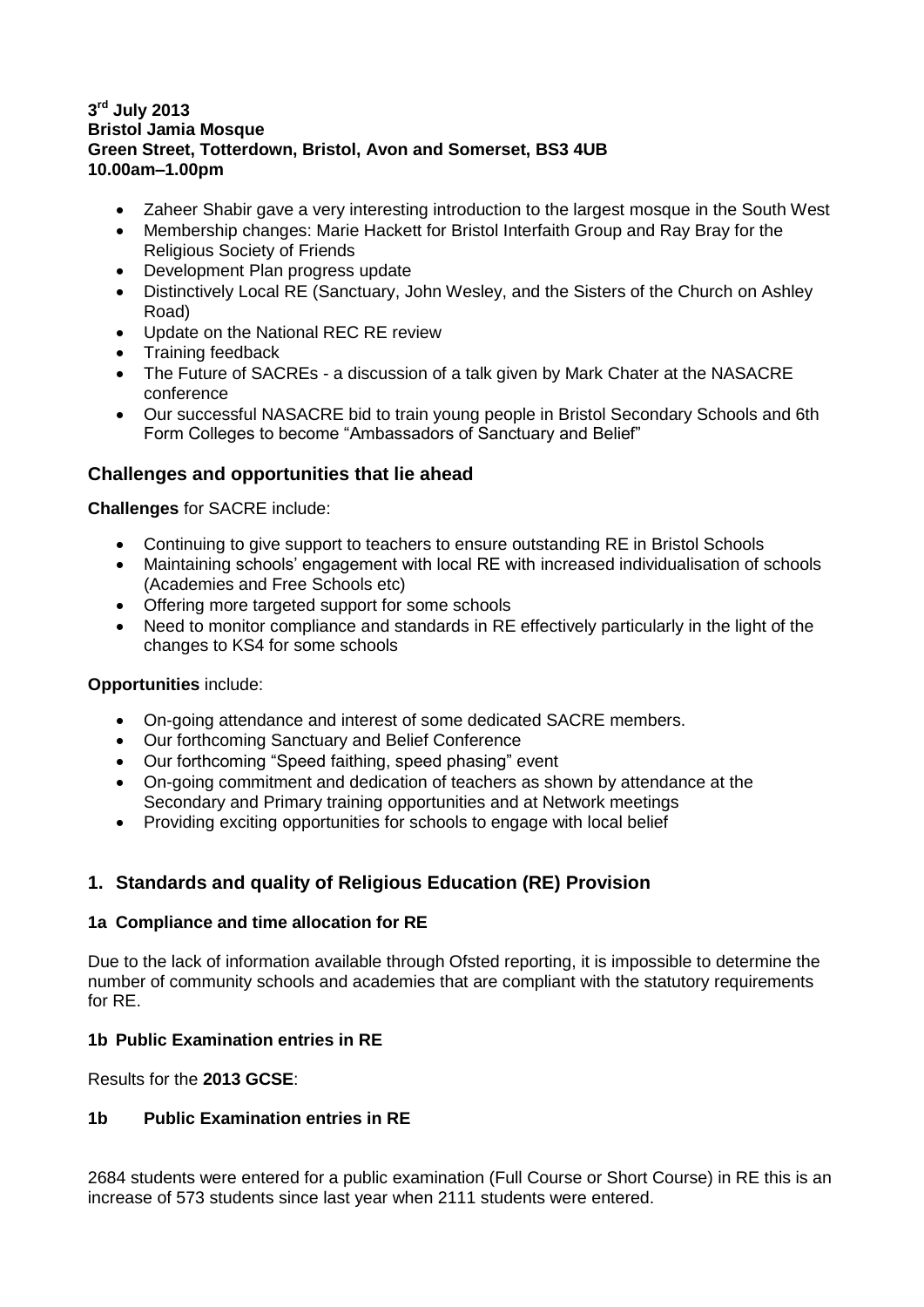**3rd July 2013**
**Bristol Jamia Mosque**
**Green Street, Totterdown, Bristol, Avon and Somerset, BS3 4UB**
**10.00am–1.00pm**

- Zaheer Shabir gave a very interesting introduction to the largest mosque in the South West
- Membership changes: Marie Hackett for Bristol Interfaith Group and Ray Bray for the Religious Society of Friends
- Development Plan progress update
- Distinctively Local RE (Sanctuary, John Wesley, and the Sisters of the Church on Ashley Road)
- Update on the National REC RE review
- Training feedback
- The Future of SACREs - a discussion of a talk given by Mark Chater at the NASACRE conference
- Our successful NASACRE bid to train young people in Bristol Secondary Schools and 6th Form Colleges to become "Ambassadors of Sanctuary and Belief"

## Challenges and opportunities that lie ahead

**Challenges** for SACRE include:

- Continuing to give support to teachers to ensure outstanding RE in Bristol Schools
- Maintaining schools' engagement with local RE with increased individualisation of schools (Academies and Free Schools etc)
- Offering more targeted support for some schools
- Need to monitor compliance and standards in RE effectively particularly in the light of the changes to KS4 for some schools

**Opportunities** include:

- On-going attendance and interest of some dedicated SACRE members.
- Our forthcoming Sanctuary and Belief Conference
- Our forthcoming "Speed faithing, speed phasing" event
- On-going commitment and dedication of teachers as shown by attendance at the Secondary and Primary training opportunities and at Network meetings
- Providing exciting opportunities for schools to engage with local belief

## 1. Standards and quality of Religious Education (RE) Provision

### 1a Compliance and time allocation for RE

Due to the lack of information available through Ofsted reporting, it is impossible to determine the number of community schools and academies that are compliant with the statutory requirements for RE.

### 1b Public Examination entries in RE

Results for the **2013 GCSE**:

### 1b Public Examination entries in RE

2684 students were entered for a public examination (Full Course or Short Course) in RE this is an increase of 573 students since last year when 2111 students were entered.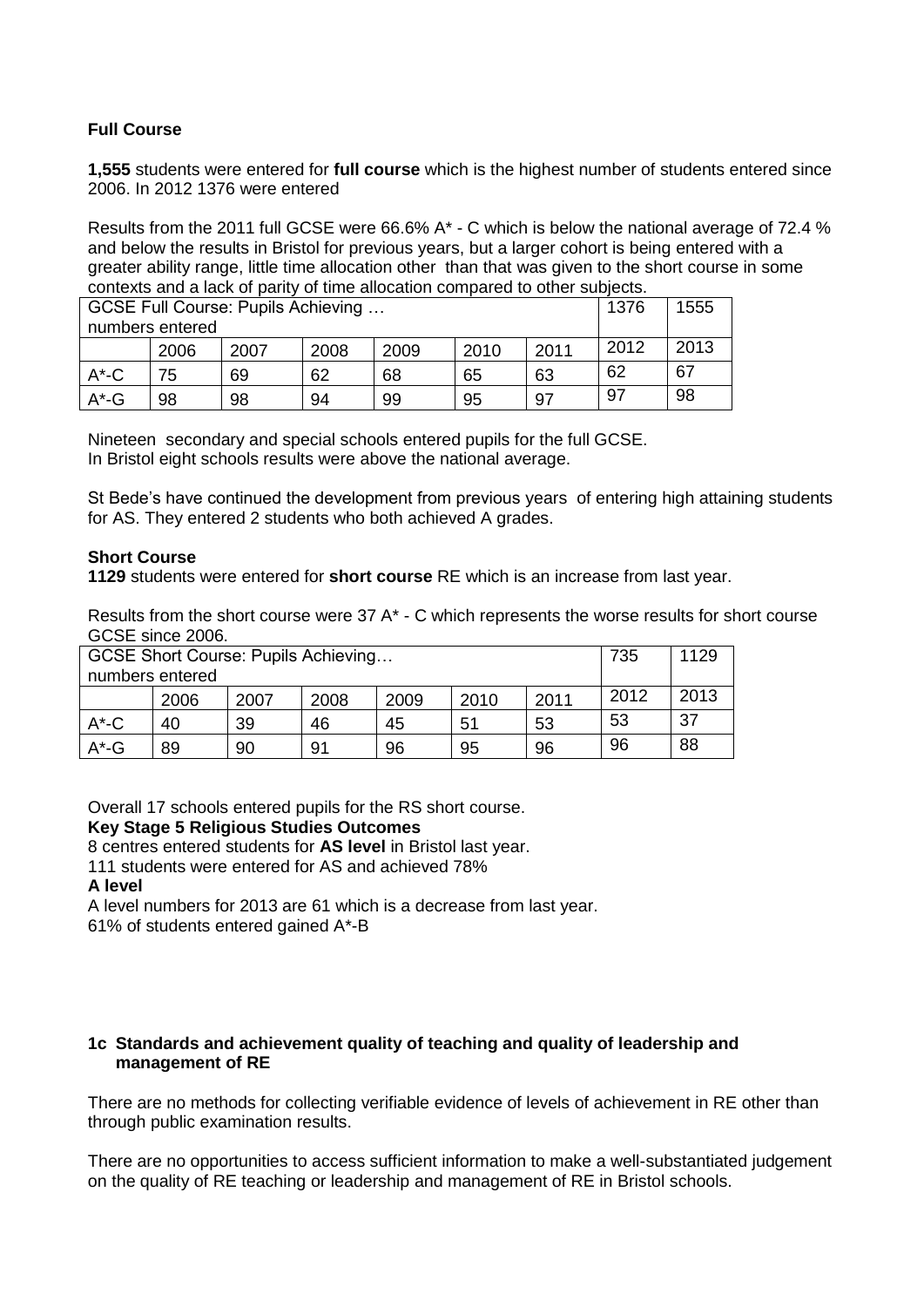**Full Course**

**1,555** students were entered for **full course** which is the highest number of students entered since 2006. In 2012 1376 were entered

Results from the 2011 full GCSE were 66.6% A* - C which is below the national average of 72.4 % and below the results in Bristol for previous years, but a larger cohort is being entered with a greater ability range, little time allocation other than that was given to the short course in some contexts and a lack of parity of time allocation compared to other subjects.

| GCSE Full Course: Pupils Achieving … numbers entered | | | | | | | 1376 | 1555 |
|---|---|---|---|---|---|---|---|---|
| | 2006 | 2007 | 2008 | 2009 | 2010 | 2011 | 2012 | 2013 |
| A*-C | 75 | 69 | 62 | 68 | 65 | 63 | 62 | 67 |
| A*-G | 98 | 98 | 94 | 99 | 95 | 97 | 97 | 98 |

Nineteen secondary and special schools entered pupils for the full GCSE.
In Bristol eight schools results were above the national average.

St Bede's have continued the development from previous years of entering high attaining students for AS. They entered 2 students who both achieved A grades.

**Short Course**
**1129** students were entered for **short course** RE which is an increase from last year.

Results from the short course were 37 A* - C which represents the worse results for short course GCSE since 2006.

| GCSE Short Course: Pupils Achieving… numbers entered | | | | | | | 735 | 1129 |
|---|---|---|---|---|---|---|---|---|
| | 2006 | 2007 | 2008 | 2009 | 2010 | 2011 | 2012 | 2013 |
| A*-C | 40 | 39 | 46 | 45 | 51 | 53 | 53 | 37 |
| A*-G | 89 | 90 | 91 | 96 | 95 | 96 | 96 | 88 |

Overall 17 schools entered pupils for the RS short course.

**Key Stage 5 Religious Studies Outcomes**

8 centres entered students for **AS level** in Bristol last year.
111 students were entered for AS and achieved 78%

**A level**

A level numbers for 2013 are 61 which is a decrease from last year.
61% of students entered gained A*-B

**1c Standards and achievement quality of teaching and quality of leadership and management of RE**

There are no methods for collecting verifiable evidence of levels of achievement in RE other than through public examination results.

There are no opportunities to access sufficient information to make a well-substantiated judgement on the quality of RE teaching or leadership and management of RE in Bristol schools.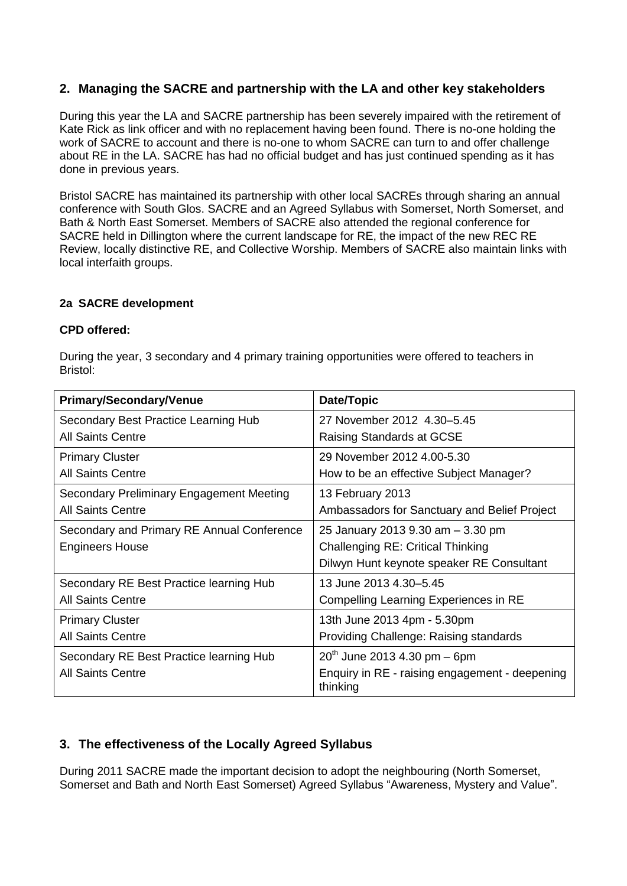## 2. Managing the SACRE and partnership with the LA and other key stakeholders

During this year the LA and SACRE partnership has been severely impaired with the retirement of Kate Rick as link officer and with no replacement having been found. There is no-one holding the work of SACRE to account and there is no-one to whom SACRE can turn to and offer challenge about RE in the LA. SACRE has had no official budget and has just continued spending as it has done in previous years.

Bristol SACRE has maintained its partnership with other local SACREs through sharing an annual conference with South Glos. SACRE and an Agreed Syllabus with Somerset, North Somerset, and Bath & North East Somerset. Members of SACRE also attended the regional conference for SACRE held in Dillington where the current landscape for RE, the impact of the new REC RE Review, locally distinctive RE, and Collective Worship. Members of SACRE also maintain links with local interfaith groups.

### 2a SACRE development

**CPD offered:**

During the year, 3 secondary and 4 primary training opportunities were offered to teachers in Bristol:

| Primary/Secondary/Venue | Date/Topic |
|---|---|
| Secondary Best Practice Learning Hub<br>All Saints Centre | 27 November 2012 4.30–5.45<br>Raising Standards at GCSE |
| Primary Cluster<br>All Saints Centre | 29 November 2012 4.00-5.30<br>How to be an effective Subject Manager? |
| Secondary Preliminary Engagement Meeting<br>All Saints Centre | 13 February 2013<br>Ambassadors for Sanctuary and Belief Project |
| Secondary and Primary RE Annual Conference<br>Engineers House | 25 January 2013 9.30 am – 3.30 pm<br>Challenging RE: Critical Thinking<br>Dilwyn Hunt keynote speaker RE Consultant |
| Secondary RE Best Practice learning Hub<br>All Saints Centre | 13 June 2013 4.30–5.45<br>Compelling Learning Experiences in RE |
| Primary Cluster<br>All Saints Centre | 13th June 2013 4pm - 5.30pm<br>Providing Challenge: Raising standards |
| Secondary RE Best Practice learning Hub<br>All Saints Centre | 20th June 2013 4.30 pm – 6pm<br>Enquiry in RE - raising engagement - deepening thinking |

## 3. The effectiveness of the Locally Agreed Syllabus

During 2011 SACRE made the important decision to adopt the neighbouring (North Somerset, Somerset and Bath and North East Somerset) Agreed Syllabus "Awareness, Mystery and Value".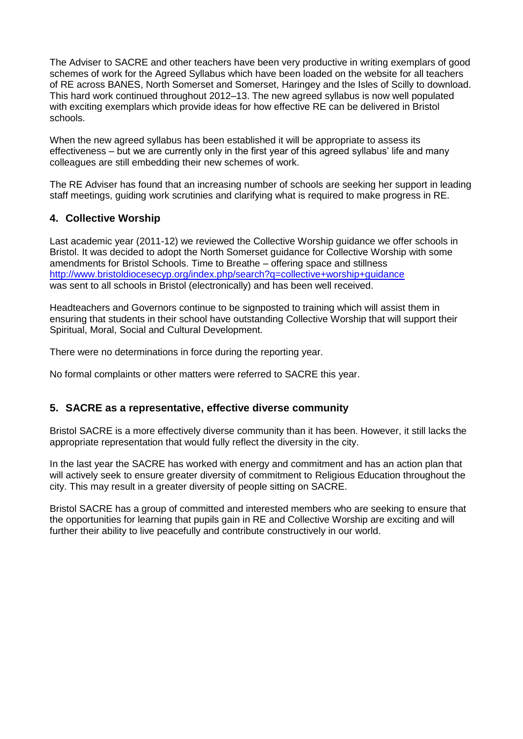The Adviser to SACRE and other teachers have been very productive in writing exemplars of good schemes of work for the Agreed Syllabus which have been loaded on the website for all teachers of RE across BANES, North Somerset and Somerset, Haringey and the Isles of Scilly to download. This hard work continued throughout 2012–13. The new agreed syllabus is now well populated with exciting exemplars which provide ideas for how effective RE can be delivered in Bristol schools.

When the new agreed syllabus has been established it will be appropriate to assess its effectiveness – but we are currently only in the first year of this agreed syllabus' life and many colleagues are still embedding their new schemes of work.

The RE Adviser has found that an increasing number of schools are seeking her support in leading staff meetings, guiding work scrutinies and clarifying what is required to make progress in RE.

## 4. Collective Worship

Last academic year (2011-12) we reviewed the Collective Worship guidance we offer schools in Bristol. It was decided to adopt the North Somerset guidance for Collective Worship with some amendments for Bristol Schools. Time to Breathe – offering space and stillness [http://www.bristoldiocesecyp.org/index.php/search?q=collective+worship+guidance](http://www.bristoldiocesecyp.org/index.php/search?q=collective+worship+guidance) was sent to all schools in Bristol (electronically) and has been well received.

Headteachers and Governors continue to be signposted to training which will assist them in ensuring that students in their school have outstanding Collective Worship that will support their Spiritual, Moral, Social and Cultural Development.

There were no determinations in force during the reporting year.

No formal complaints or other matters were referred to SACRE this year.

## 5. SACRE as a representative, effective diverse community

Bristol SACRE is a more effectively diverse community than it has been. However, it still lacks the appropriate representation that would fully reflect the diversity in the city.

In the last year the SACRE has worked with energy and commitment and has an action plan that will actively seek to ensure greater diversity of commitment to Religious Education throughout the city. This may result in a greater diversity of people sitting on SACRE.

Bristol SACRE has a group of committed and interested members who are seeking to ensure that the opportunities for learning that pupils gain in RE and Collective Worship are exciting and will further their ability to live peacefully and contribute constructively in our world.